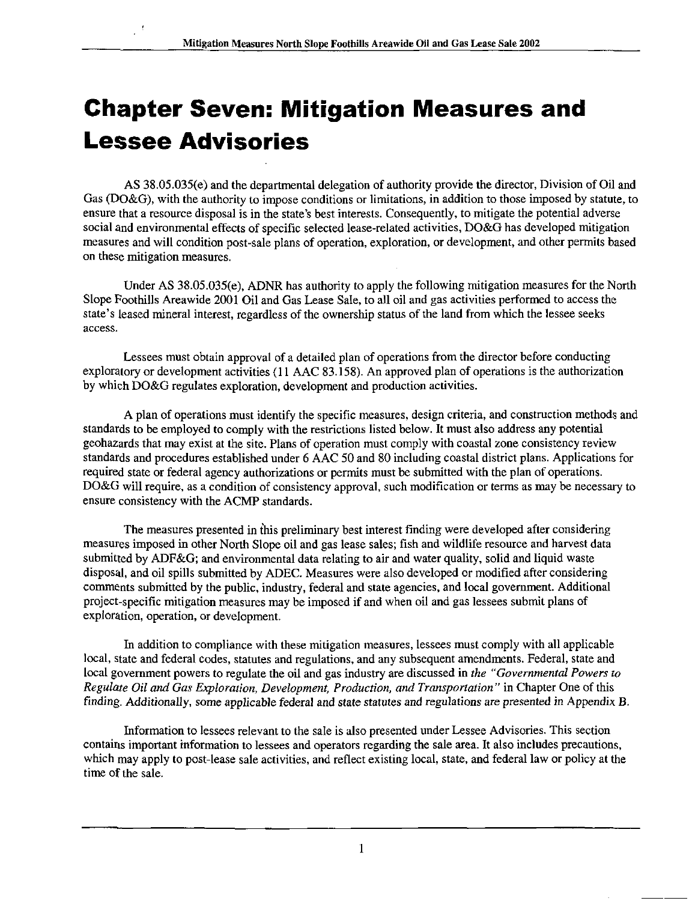# Chapter Seven: Mitigation Measures and Lessee Advisories

AS 38.05.035(e) and the departmental delegation of authority provide the director, Division of Oil and Gas (DO&G), with the authority to impose conditions or limitations, in addition to those imposed by statute, to ensure that a resource disposal is in the state's best interests. Consequently, to mitigate the potential adverse social and environmental effects of specific selected lease-related activities, DO&G has developed mitigation measures and will condition post-sale plans of operation, exploration, or development, and other permits based on these mitigation measures.

Under AS 38.05.035(e), ADNR has authority to apply the following mitigation measures for the North Slope Foothills Areawide 2001 Oil and Gas Lease Sale, to all oil and gas activities performed to access the state's leased mineral interest, regardless of the ownership status of the land from which the lessee seeks access.

Lessees must obtain approval of a detailed plan of operations from the director before conducting exploratory or development activities (11 AAC 83.158). An approved plan of operations is the authorization by which DO&G regulates exploration, development and production activities.

A plan of operations must identify the specific measures, design criteria, and construction methods and standards to be employed to comply with the restrictions listed below. It must also address any potential geohazards that may exist at the site. Plans of operation must comply with coastal zone consistency review standards and procedures established under 6 AAC 50 and 80 including coastal district plans. Applications for required state or federal agency authorizations or permits must be submitted with the plan of operations. DO&G will require, as a condition of consistency approval, such modification or terms as may be necessary to ensure consistency with the ACMP standards.

The measures presented in this preliminary best interest finding were developed after considering measures imposed in other North Slope oil and gas lease sales; fish and wildlife resource and harvest data submitted by ADF&G; and environmental data relating to air and water quality, solid and liquid waste disposal, and oil spills submitted by ADEC. Measures were also developed or modified after considering comments submitted by the public, industry, federal and state agencies, and local government. Additional project-specific mitigation measures may be imposed if and when oil and gas lessees submit plans of exploration, operation, or development.

In addition to compliance with these mitigation measures, lessees must comply with all applicable local, state and federal codes, statutes and regulations, and any subsequent amendments. Federal, state and local government powers to regulate the oil and gas industry are discussed in *the "Governmental Powers to Regulate Oil and Gas Exploration, Development, Production, and Transportation"* in Chapter One of this finding. *Additionally, some applicable federal and state statutes and regulations are presented in Appendix B.*

Information to lessees relevant to the sale is also presented under Lessee Advisories. This section contains important information to lessees and operators regarding the sale area. It also includes precautions, which may apply to post-lease sale activities, and reflect existing local, state, and federal law or policy at the time of the sale.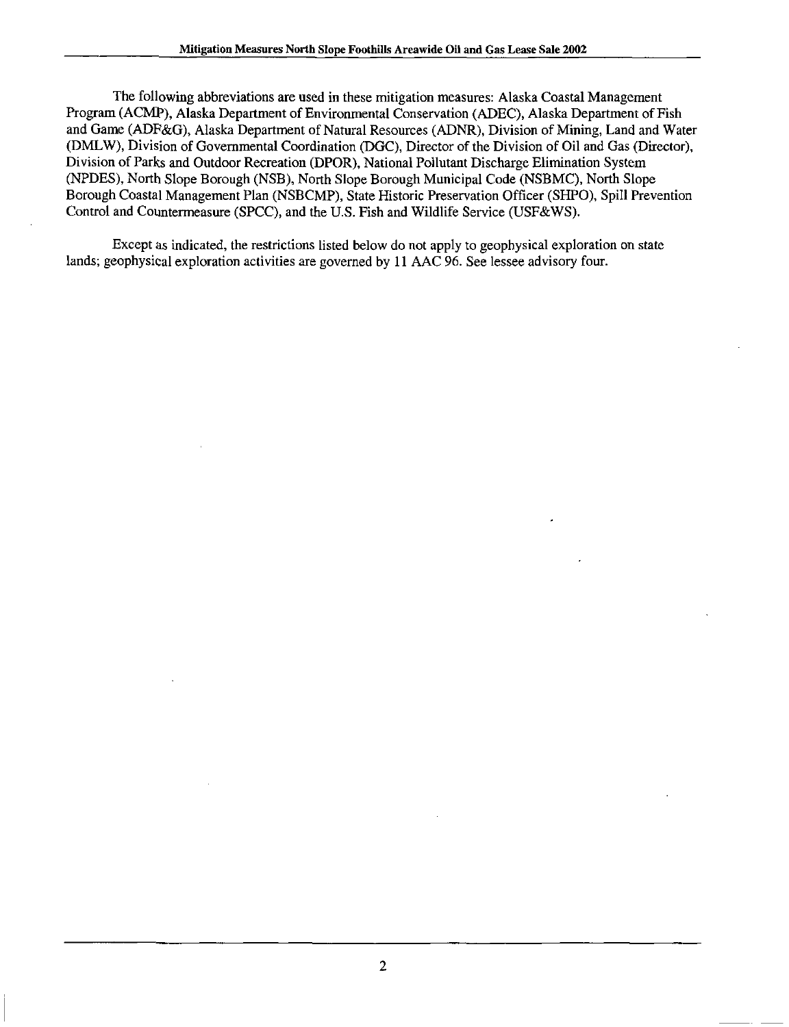The following abbreviations are used in these mitigation measures: Alaska Coastal Management Program (ACMP), Alaska Department of Environmental Conservation (ADEC), Alaska Department of Fish and Game (ADF&G), Alaska Department of Natural Resources (ADNR), Division of Mining, Land and Water (DMLW), Division of Governmental Coordination (DGC), Director of the Division of Oil and Gas (Director), Division of Parks and Outdoor Recreation (DPOR), National Pollutant Discharge Elimination System (NPDES), North Slope Borough (NSB), North Slope Borough Municipal Code (NSBMC), North Slope Borough Coastal Management Plan (NSBCMP), State Historic Preservation Officer (SHPO), Spill Prevention Control and Countermeasure (SPCC), and the U.S. Fish and Wildlife Service (USF&WS).

Except as indicated, the restrictions listed below do not apply to geophysical exploration on state lands; geophysical exploration activities are governed by 11 AAC 96. See lessee advisory four.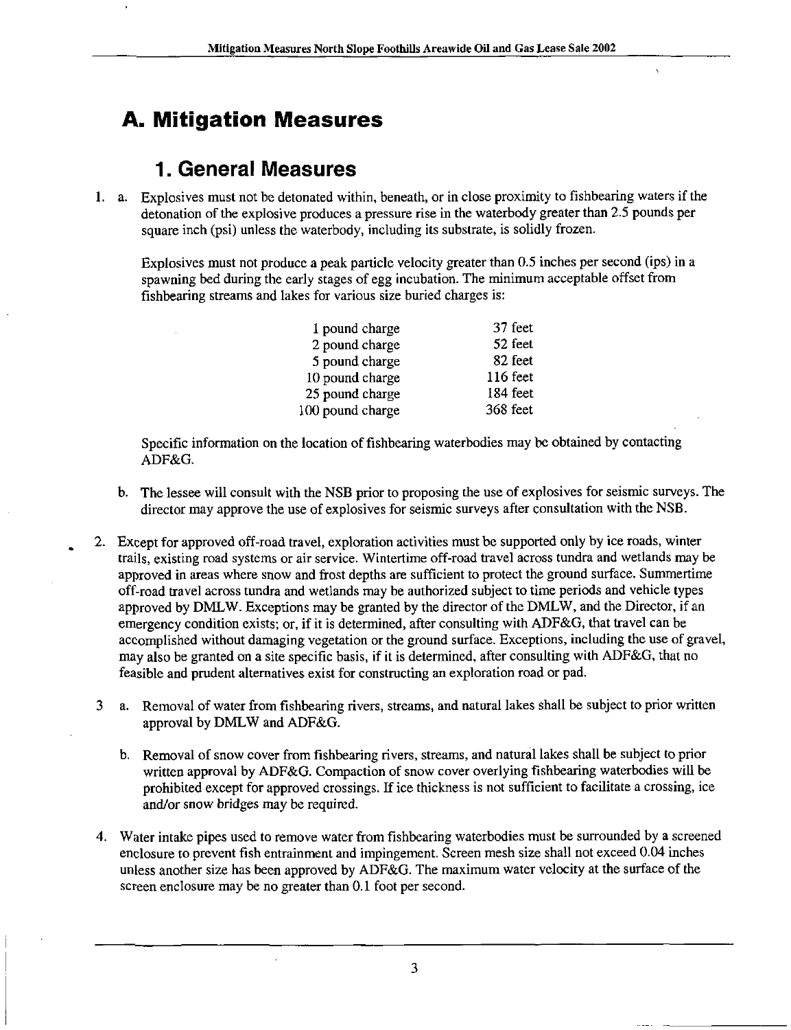# A. Mitigation Measures

## 1. General Measures

1. a. Explosives must not be detonated within, beneath, or in close proximity to fishbearing waters if the detonation of the explosive produces a pressure rise in the waterbody greater than 2.5 pounds per square inch (psi) unless the waterbody, including its substrate, is solidly frozen.

   Explosives must not produce a peak particle velocity greater than 0.5 inches per second (ips) in a spawning bed during the early stages of egg incubation. The minimum acceptable offset from fishbearing streams and lakes for various size buried charges is:

   | | |
   |---|---|
   | 1 pound charge | 37 feet |
   | 2 pound charge | 52 feet |
   | 5 pound charge | 82 feet |
   | 10 pound charge | 116 feet |
   | 25 pound charge | 184 feet |
   | 100 pound charge | 368 feet |

   Specific information on the location of fishbearing waterbodies may be obtained by contacting ADF&G.

   b. The lessee will consult with the NSB prior to proposing the use of explosives for seismic surveys. The director may approve the use of explosives for seismic surveys after consultation with the NSB.

2. Except for approved off-road travel, exploration activities must be supported only by ice roads, winter trails, existing road systems or air service. Wintertime off-road travel across tundra and wetlands may be approved in areas where snow and frost depths are sufficient to protect the ground surface. Summertime off-road travel across tundra and wetlands may be authorized subject to time periods and vehicle types approved by DMLW. Exceptions may be granted by the director of the DMLW, and the Director, if an emergency condition exists; or, if it is determined, after consulting with ADF&G, that travel can be accomplished without damaging vegetation or the ground surface. Exceptions, including the use of gravel, may also be granted on a site specific basis, if it is determined, after consulting with ADF&G, that no feasible and prudent alternatives exist for constructing an exploration road or pad.

3 a. Removal of water from fishbearing rivers, streams, and natural lakes shall be subject to prior written approval by DMLW and ADF&G.

   b. Removal of snow cover from fishbearing rivers, streams, and natural lakes shall be subject to prior written approval by ADF&G. Compaction of snow cover overlying fishbearing waterbodies will be prohibited except for approved crossings. If ice thickness is not sufficient to facilitate a crossing, ice and/or snow bridges may be required.

4. Water intake pipes used to remove water from fishbearing waterbodies must be surrounded by a screened enclosure to prevent fish entrainment and impingement. Screen mesh size shall not exceed 0.04 inches unless another size has been approved by ADF&G. The maximum water velocity at the surface of the screen enclosure may be no greater than 0.1 foot per second.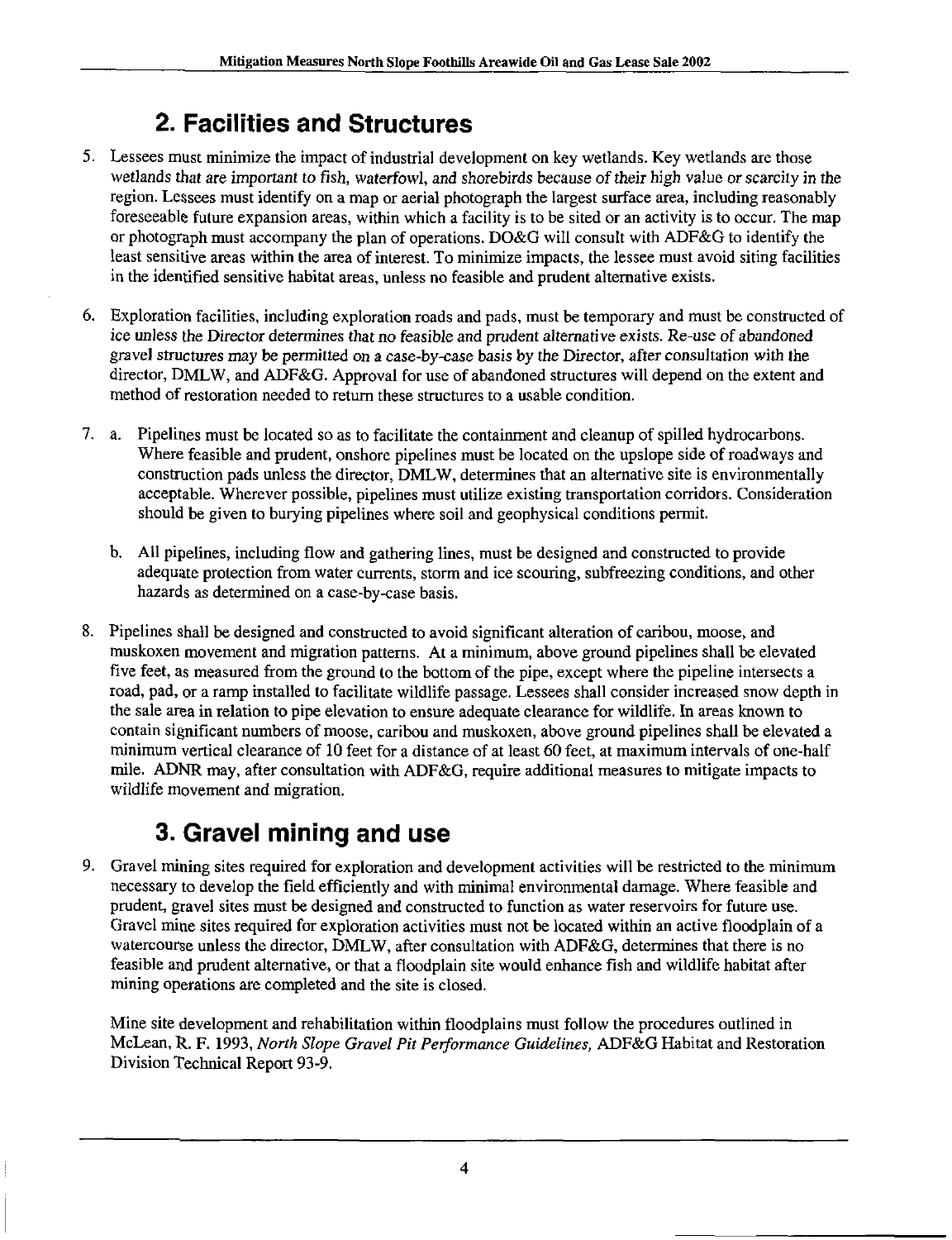## 2. Facilities and Structures

5. Lessees must minimize the impact of industrial development on key wetlands. Key wetlands are those wetlands that are important to fish, waterfowl, and shorebirds because of their high value or scarcity in the region. Lessees must identify on a map or aerial photograph the largest surface area, including reasonably foreseeable future expansion areas, within which a facility is to be sited or an activity is to occur. The map or photograph must accompany the plan of operations. DO&G will consult with ADF&G to identify the least sensitive areas within the area of interest. To minimize impacts, the lessee must avoid siting facilities in the identified sensitive habitat areas, unless no feasible and prudent alternative exists.

6. Exploration facilities, including exploration roads and pads, must be temporary and must be constructed of ice unless the Director determines that no feasible and prudent alternative exists. Re-use of abandoned gravel structures may be permitted on a case-by-case basis by the Director, after consultation with the director, DMLW, and ADF&G. Approval for use of abandoned structures will depend on the extent and method of restoration needed to return these structures to a usable condition.

7. a. Pipelines must be located so as to facilitate the containment and cleanup of spilled hydrocarbons. Where feasible and prudent, onshore pipelines must be located on the upslope side of roadways and construction pads unless the director, DMLW, determines that an alternative site is environmentally acceptable. Wherever possible, pipelines must utilize existing transportation corridors. Consideration should be given to burying pipelines where soil and geophysical conditions permit.

   b. All pipelines, including flow and gathering lines, must be designed and constructed to provide adequate protection from water currents, storm and ice scouring, subfreezing conditions, and other hazards as determined on a case-by-case basis.

8. Pipelines shall be designed and constructed to avoid significant alteration of caribou, moose, and muskoxen movement and migration patterns. At a minimum, above ground pipelines shall be elevated five feet, as measured from the ground to the bottom of the pipe, except where the pipeline intersects a road, pad, or a ramp installed to facilitate wildlife passage. Lessees shall consider increased snow depth in the sale area in relation to pipe elevation to ensure adequate clearance for wildlife. In areas known to contain significant numbers of moose, caribou and muskoxen, above ground pipelines shall be elevated a minimum vertical clearance of 10 feet for a distance of at least 60 feet, at maximum intervals of one-half mile. ADNR may, after consultation with ADF&G, require additional measures to mitigate impacts to wildlife movement and migration.

## 3. Gravel mining and use

9. Gravel mining sites required for exploration and development activities will be restricted to the minimum necessary to develop the field efficiently and with minimal environmental damage. Where feasible and prudent, gravel sites must be designed and constructed to function as water reservoirs for future use. Gravel mine sites required for exploration activities must not be located within an active floodplain of a watercourse unless the director, DMLW, after consultation with ADF&G, determines that there is no feasible and prudent alternative, or that a floodplain site would enhance fish and wildlife habitat after mining operations are completed and the site is closed.

   Mine site development and rehabilitation within floodplains must follow the procedures outlined in McLean, R. F. 1993, *North Slope Gravel Pit Performance Guidelines,* ADF&G Habitat and Restoration Division Technical Report 93-9.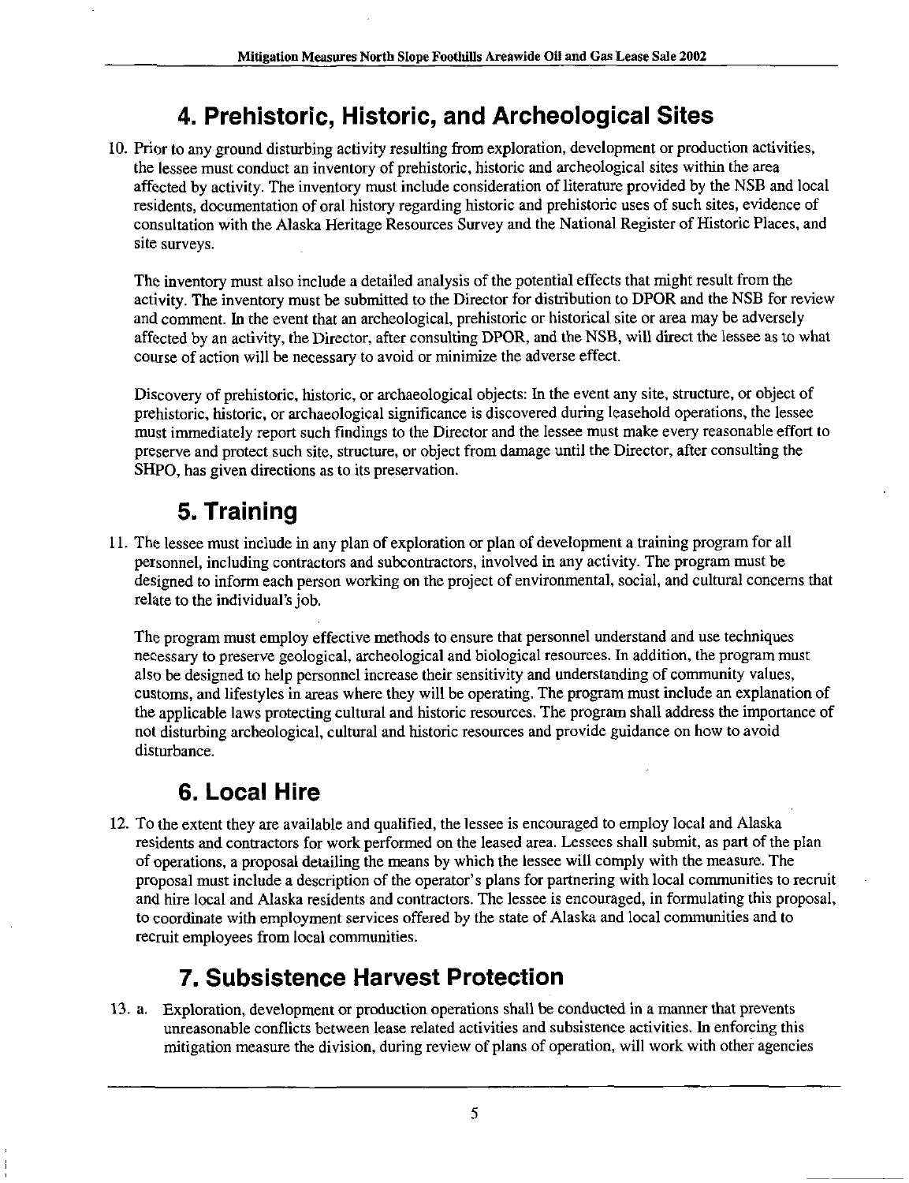## 4. Prehistoric, Historic, and Archeological Sites

10. Prior to any ground disturbing activity resulting from exploration, development or production activities, the lessee must conduct an inventory of prehistoric, historic and archeological sites within the area affected by activity. The inventory must include consideration of literature provided by the NSB and local residents, documentation of oral history regarding historic and prehistoric uses of such sites, evidence of consultation with the Alaska Heritage Resources Survey and the National Register of Historic Places, and site surveys.

    The inventory must also include a detailed analysis of the potential effects that might result from the activity. The inventory must be submitted to the Director for distribution to DPOR and the NSB for review and comment. In the event that an archeological, prehistoric or historical site or area may be adversely affected by an activity, the Director, after consulting DPOR, and the NSB, will direct the lessee as to what course of action will be necessary to avoid or minimize the adverse effect.

    Discovery of prehistoric, historic, or archaeological objects: In the event any site, structure, or object of prehistoric, historic, or archaeological significance is discovered during leasehold operations, the lessee must immediately report such findings to the Director and the lessee must make every reasonable effort to preserve and protect such site, structure, or object from damage until the Director, after consulting the SHPO, has given directions as to its preservation.

## 5. Training

11. The lessee must include in any plan of exploration or plan of development a training program for all personnel, including contractors and subcontractors, involved in any activity. The program must be designed to inform each person working on the project of environmental, social, and cultural concerns that relate to the individual's job.

    The program must employ effective methods to ensure that personnel understand and use techniques necessary to preserve geological, archeological and biological resources. In addition, the program must also be designed to help personnel increase their sensitivity and understanding of community values, customs, and lifestyles in areas where they will be operating. The program must include an explanation of the applicable laws protecting cultural and historic resources. The program shall address the importance of not disturbing archeological, cultural and historic resources and provide guidance on how to avoid disturbance.

## 6. Local Hire

12. To the extent they are available and qualified, the lessee is encouraged to employ local and Alaska residents and contractors for work performed on the leased area. Lessees shall submit, as part of the plan of operations, a proposal detailing the means by which the lessee will comply with the measure. The proposal must include a description of the operator's plans for partnering with local communities to recruit and hire local and Alaska residents and contractors. The lessee is encouraged, in formulating this proposal, to coordinate with employment services offered by the state of Alaska and local communities and to recruit employees from local communities.

## 7. Subsistence Harvest Protection

13. a. Exploration, development or production operations shall be conducted in a manner that prevents unreasonable conflicts between lease related activities and subsistence activities. In enforcing this mitigation measure the division, during review of plans of operation, will work with other agencies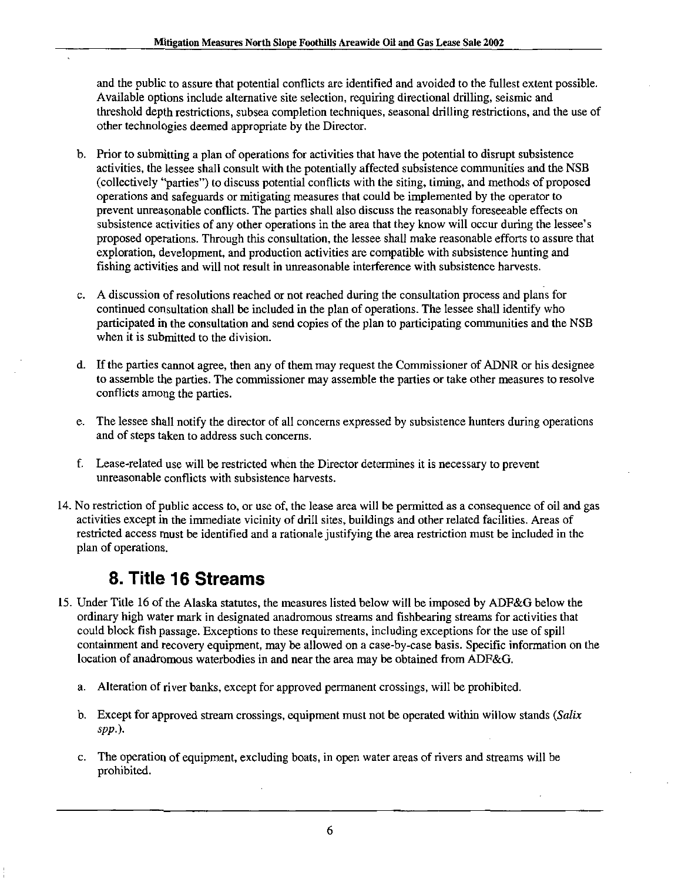and the public to assure that potential conflicts are identified and avoided to the fullest extent possible. Available options include alternative site selection, requiring directional drilling, seismic and threshold depth restrictions, subsea completion techniques, seasonal drilling restrictions, and the use of other technologies deemed appropriate by the Director.

b. Prior to submitting a plan of operations for activities that have the potential to disrupt subsistence activities, the lessee shall consult with the potentially affected subsistence communities and the NSB (collectively "parties") to discuss potential conflicts with the siting, timing, and methods of proposed operations and safeguards or mitigating measures that could be implemented by the operator to prevent unreasonable conflicts. The parties shall also discuss the reasonably foreseeable effects on subsistence activities of any other operations in the area that they know will occur during the lessee's proposed operations. Through this consultation, the lessee shall make reasonable efforts to assure that exploration, development, and production activities are compatible with subsistence hunting and fishing activities and will not result in unreasonable interference with subsistence harvests.

c. A discussion of resolutions reached or not reached during the consultation process and plans for continued consultation shall be included in the plan of operations. The lessee shall identify who participated in the consultation and send copies of the plan to participating communities and the NSB when it is submitted to the division.

d. If the parties cannot agree, then any of them may request the Commissioner of ADNR or his designee to assemble the parties. The commissioner may assemble the parties or take other measures to resolve conflicts among the parties.

e. The lessee shall notify the director of all concerns expressed by subsistence hunters during operations and of steps taken to address such concerns.

f. Lease-related use will be restricted when the Director determines it is necessary to prevent unreasonable conflicts with subsistence harvests.

14. No restriction of public access to, or use of, the lease area will be permitted as a consequence of oil and gas activities except in the immediate vicinity of drill sites, buildings and other related facilities. Areas of restricted access must be identified and a rationale justifying the area restriction must be included in the plan of operations.

## 8. Title 16 Streams

15. Under Title 16 of the Alaska statutes, the measures listed below will be imposed by ADF&G below the ordinary high water mark in designated anadromous streams and fishbearing streams for activities that could block fish passage. Exceptions to these requirements, including exceptions for the use of spill containment and recovery equipment, may be allowed on a case-by-case basis. Specific information on the location of anadromous waterbodies in and near the area may be obtained from ADF&G.

    a. Alteration of river banks, except for approved permanent crossings, will be prohibited.

    b. Except for approved stream crossings, equipment must not be operated within willow stands (*Salix spp.*).

    c. The operation of equipment, excluding boats, in open water areas of rivers and streams will be prohibited.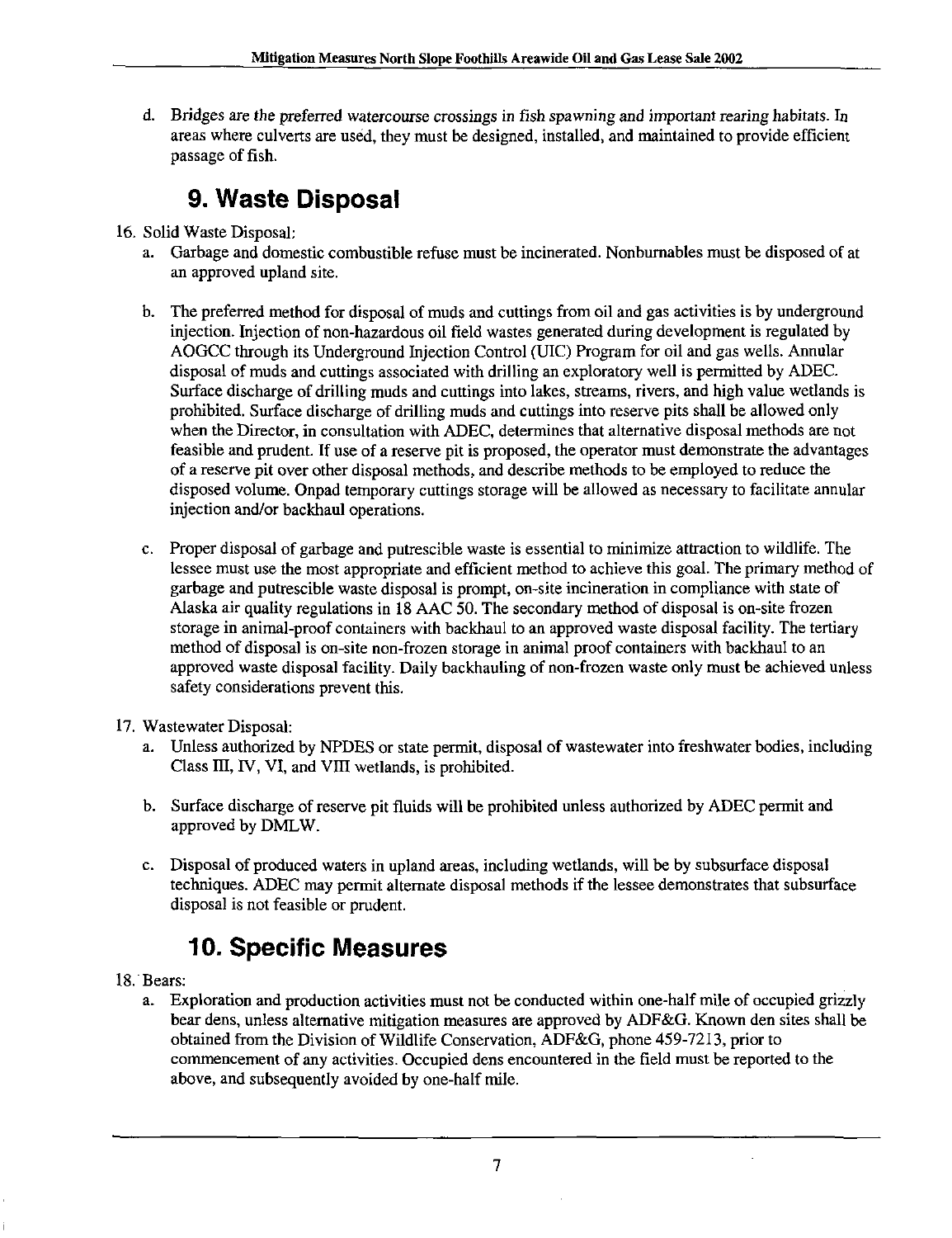d. Bridges are the preferred watercourse crossings in fish spawning and important rearing habitats. In areas where culverts are used, they must be designed, installed, and maintained to provide efficient passage of fish.

# 9. Waste Disposal

16. Solid Waste Disposal:

   a. Garbage and domestic combustible refuse must be incinerated. Nonburnables must be disposed of at an approved upland site.

   b. The preferred method for disposal of muds and cuttings from oil and gas activities is by underground injection. Injection of non-hazardous oil field wastes generated during development is regulated by AOGCC through its Underground Injection Control (UIC) Program for oil and gas wells. Annular disposal of muds and cuttings associated with drilling an exploratory well is permitted by ADEC. Surface discharge of drilling muds and cuttings into lakes, streams, rivers, and high value wetlands is prohibited. Surface discharge of drilling muds and cuttings into reserve pits shall be allowed only when the Director, in consultation with ADEC, determines that alternative disposal methods are not feasible and prudent. If use of a reserve pit is proposed, the operator must demonstrate the advantages of a reserve pit over other disposal methods, and describe methods to be employed to reduce the disposed volume. Onpad temporary cuttings storage will be allowed as necessary to facilitate annular injection and/or backhaul operations.

   c. Proper disposal of garbage and putrescible waste is essential to minimize attraction to wildlife. The lessee must use the most appropriate and efficient method to achieve this goal. The primary method of garbage and putrescible waste disposal is prompt, on-site incineration in compliance with state of Alaska air quality regulations in 18 AAC 50. The secondary method of disposal is on-site frozen storage in animal-proof containers with backhaul to an approved waste disposal facility. The tertiary method of disposal is on-site non-frozen storage in animal proof containers with backhaul to an approved waste disposal facility. Daily backhauling of non-frozen waste only must be achieved unless safety considerations prevent this.

17. Wastewater Disposal:

   a. Unless authorized by NPDES or state permit, disposal of wastewater into freshwater bodies, including Class III, IV, VI, and VIII wetlands, is prohibited.

   b. Surface discharge of reserve pit fluids will be prohibited unless authorized by ADEC permit and approved by DMLW.

   c. Disposal of produced waters in upland areas, including wetlands, will be by subsurface disposal techniques. ADEC may permit alternate disposal methods if the lessee demonstrates that subsurface disposal is not feasible or prudent.

# 10. Specific Measures

18. Bears:

   a. Exploration and production activities must not be conducted within one-half mile of occupied grizzly bear dens, unless alternative mitigation measures are approved by ADF&G. Known den sites shall be obtained from the Division of Wildlife Conservation, ADF&G, phone 459-7213, prior to commencement of any activities. Occupied dens encountered in the field must be reported to the above, and subsequently avoided by one-half mile.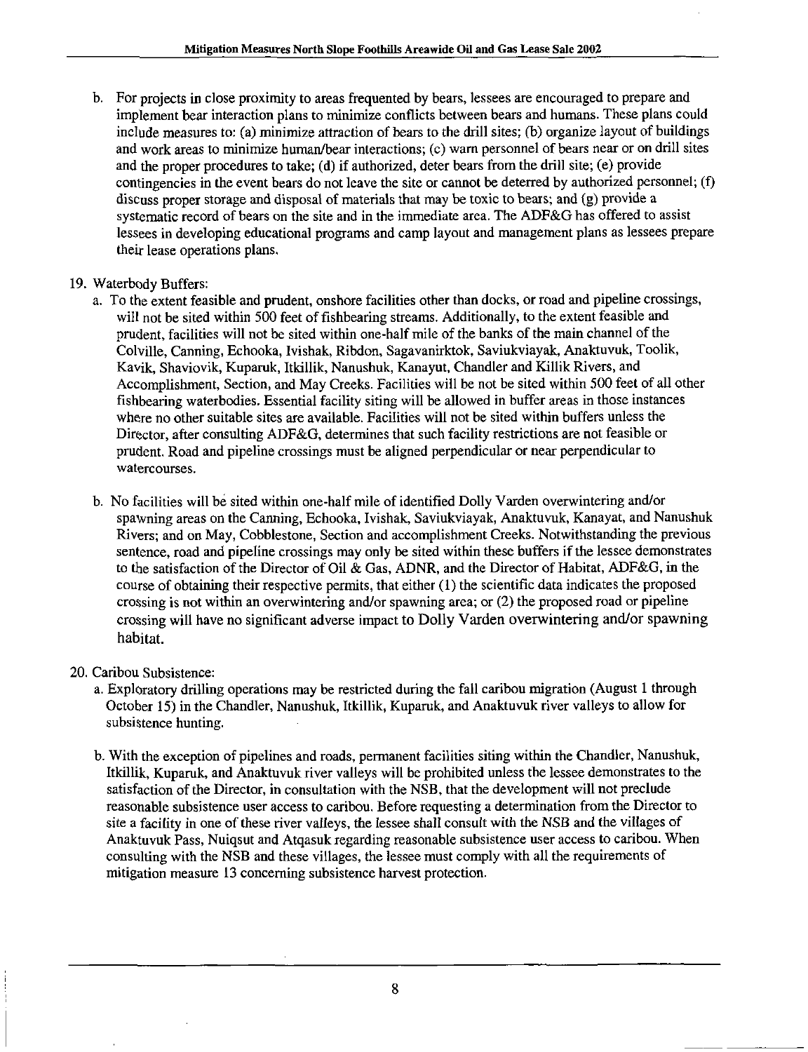b. For projects in close proximity to areas frequented by bears, lessees are encouraged to prepare and implement bear interaction plans to minimize conflicts between bears and humans. These plans could include measures to: (a) minimize attraction of bears to the drill sites; (b) organize layout of buildings and work areas to minimize human/bear interactions; (c) warn personnel of bears near or on drill sites and the proper procedures to take; (d) if authorized, deter bears from the drill site; (e) provide contingencies in the event bears do not leave the site or cannot be deterred by authorized personnel; (f) discuss proper storage and disposal of materials that may be toxic to bears; and (g) provide a systematic record of bears on the site and in the immediate area. The ADF&G has offered to assist lessees in developing educational programs and camp layout and management plans as lessees prepare their lease operations plans.

19. Waterbody Buffers:
    a. To the extent feasible and prudent, onshore facilities other than docks, or road and pipeline crossings, will not be sited within 500 feet of fishbearing streams. Additionally, to the extent feasible and prudent, facilities will not be sited within one-half mile of the banks of the main channel of the Colville, Canning, Echooka, Ivishak, Ribdon, Sagavanirktok, Saviukviayak, Anaktuvuk, Toolik, Kavik, Shaviovik, Kuparuk, Itkillik, Nanushuk, Kanayut, Chandler and Killik Rivers, and Accomplishment, Section, and May Creeks. Facilities will be not be sited within 500 feet of all other fishbearing waterbodies. Essential facility siting will be allowed in buffer areas in those instances where no other suitable sites are available. Facilities will not be sited within buffers unless the Director, after consulting ADF&G, determines that such facility restrictions are not feasible or prudent. Road and pipeline crossings must be aligned perpendicular or near perpendicular to watercourses.

    b. No facilities will be sited within one-half mile of identified Dolly Varden overwintering and/or spawning areas on the Canning, Echooka, Ivishak, Saviukviayak, Anaktuvuk, Kanayat, and Nanushuk Rivers; and on May, Cobblestone, Section and accomplishment Creeks. Notwithstanding the previous sentence, road and pipeline crossings may only be sited within these buffers if the lessee demonstrates to the satisfaction of the Director of Oil & Gas, ADNR, and the Director of Habitat, ADF&G, in the course of obtaining their respective permits, that either (1) the scientific data indicates the proposed crossing is not within an overwintering and/or spawning area; or (2) the proposed road or pipeline crossing will have no significant adverse impact to Dolly Varden overwintering and/or spawning habitat.

20. Caribou Subsistence:
    a. Exploratory drilling operations may be restricted during the fall caribou migration (August 1 through October 15) in the Chandler, Nanushuk, Itkillik, Kuparuk, and Anaktuvuk river valleys to allow for subsistence hunting.

    b. With the exception of pipelines and roads, permanent facilities siting within the Chandler, Nanushuk, Itkillik, Kuparuk, and Anaktuvuk river valleys will be prohibited unless the lessee demonstrates to the satisfaction of the Director, in consultation with the NSB, that the development will not preclude reasonable subsistence user access to caribou. Before requesting a determination from the Director to site a facility in one of these river valleys, the lessee shall consult with the NSB and the villages of Anaktuvuk Pass, Nuiqsut and Atqasuk regarding reasonable subsistence user access to caribou. When consulting with the NSB and these villages, the lessee must comply with all the requirements of mitigation measure 13 concerning subsistence harvest protection.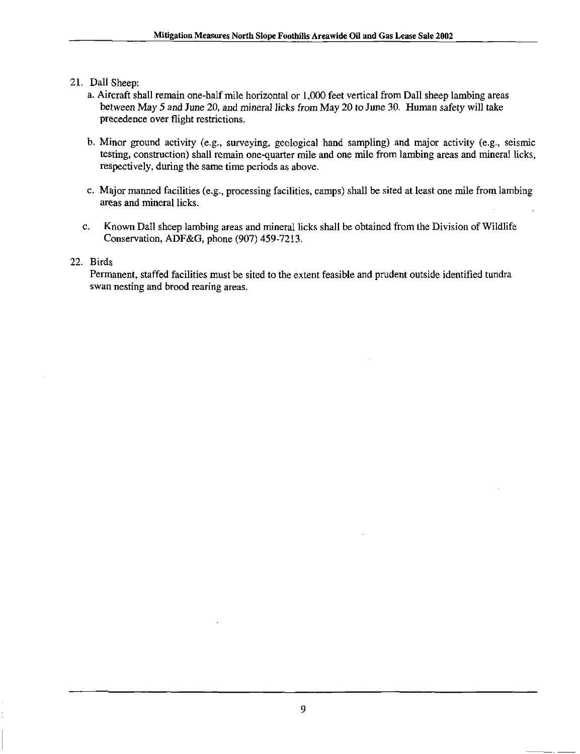21. Dall Sheep:
    a. Aircraft shall remain one-half mile horizontal or 1,000 feet vertical from Dall sheep lambing areas between May 5 and June 20, and mineral licks from May 20 to June 30. Human safety will take precedence over flight restrictions.

    b. Minor ground activity (e.g., surveying, geological hand sampling) and major activity (e.g., seismic testing, construction) shall remain one-quarter mile and one mile from lambing areas and mineral licks, respectively, during the same time periods as above.

    c. Major manned facilities (e.g., processing facilities, camps) shall be sited at least one mile from lambing areas and mineral licks.

    c. Known Dall sheep lambing areas and mineral licks shall be obtained from the Division of Wildlife Conservation, ADF&G, phone (907) 459-7213.

22. Birds
    Permanent, staffed facilities must be sited to the extent feasible and prudent outside identified tundra swan nesting and brood rearing areas.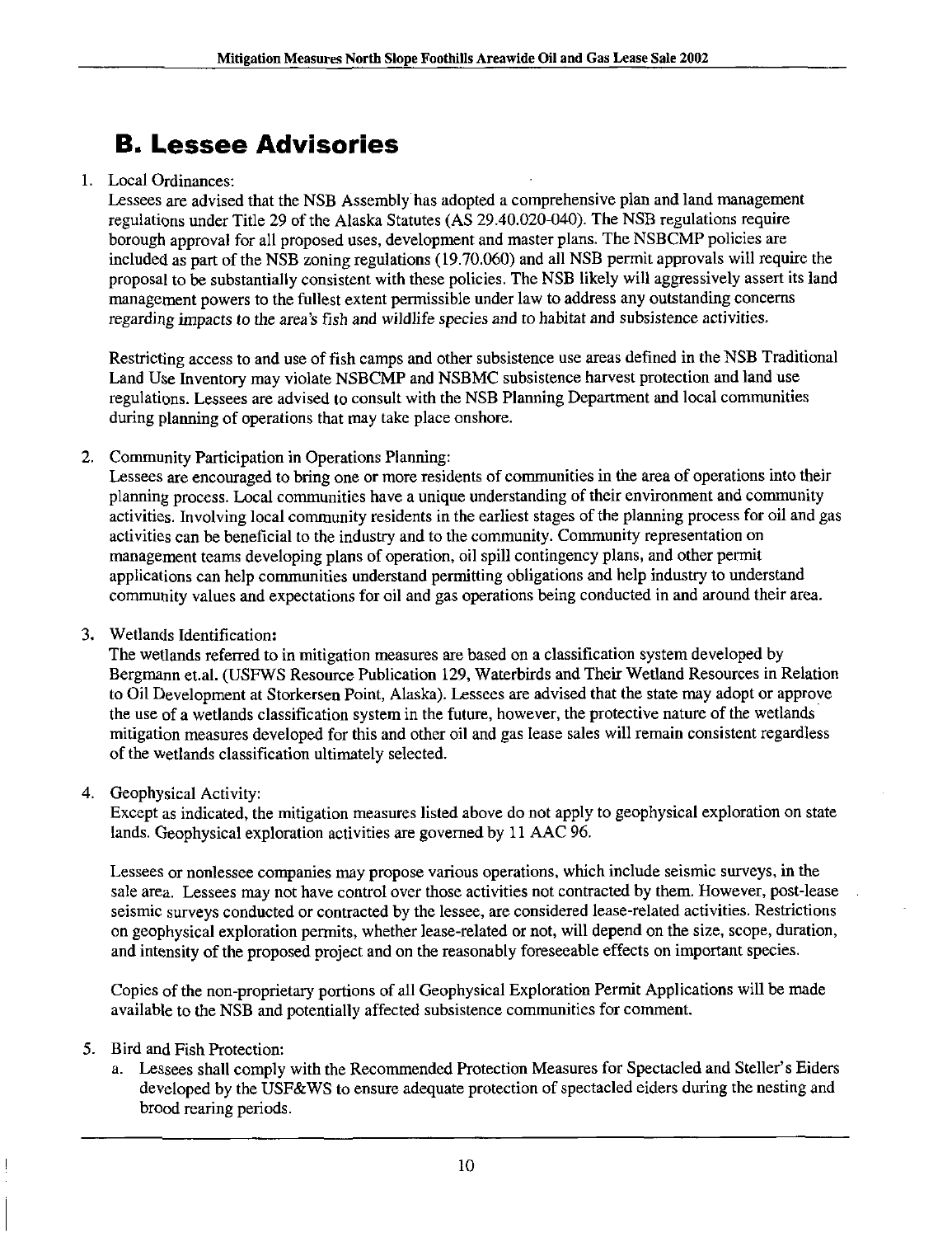# B. Lessee Advisories

1. Local Ordinances:
   Lessees are advised that the NSB Assembly has adopted a comprehensive plan and land management regulations under Title 29 of the Alaska Statutes (AS 29.40.020-040). The NSB regulations require borough approval for all proposed uses, development and master plans. The NSBCMP policies are included as part of the NSB zoning regulations (19.70.060) and all NSB permit approvals will require the proposal to be substantially consistent with these policies. The NSB likely will aggressively assert its land management powers to the fullest extent permissible under law to address any outstanding concerns regarding impacts to the area's fish and wildlife species and to habitat and subsistence activities.

   Restricting access to and use of fish camps and other subsistence use areas defined in the NSB Traditional Land Use Inventory may violate NSBCMP and NSBMC subsistence harvest protection and land use regulations. Lessees are advised to consult with the NSB Planning Department and local communities during planning of operations that may take place onshore.

2. Community Participation in Operations Planning:
   Lessees are encouraged to bring one or more residents of communities in the area of operations into their planning process. Local communities have a unique understanding of their environment and community activities. Involving local community residents in the earliest stages of the planning process for oil and gas activities can be beneficial to the industry and to the community. Community representation on management teams developing plans of operation, oil spill contingency plans, and other permit applications can help communities understand permitting obligations and help industry to understand community values and expectations for oil and gas operations being conducted in and around their area.

3. Wetlands Identification:
   The wetlands referred to in mitigation measures are based on a classification system developed by Bergmann et.al. (USFWS Resource Publication 129, Waterbirds and Their Wetland Resources in Relation to Oil Development at Storkersen Point, Alaska). Lessees are advised that the state may adopt or approve the use of a wetlands classification system in the future, however, the protective nature of the wetlands mitigation measures developed for this and other oil and gas lease sales will remain consistent regardless of the wetlands classification ultimately selected.

4. Geophysical Activity:
   Except as indicated, the mitigation measures listed above do not apply to geophysical exploration on state lands. Geophysical exploration activities are governed by 11 AAC 96.

   Lessees or nonlessee companies may propose various operations, which include seismic surveys, in the sale area. Lessees may not have control over those activities not contracted by them. However, post-lease seismic surveys conducted or contracted by the lessee, are considered lease-related activities. Restrictions on geophysical exploration permits, whether lease-related or not, will depend on the size, scope, duration, and intensity of the proposed project and on the reasonably foreseeable effects on important species.

   Copies of the non-proprietary portions of all Geophysical Exploration Permit Applications will be made available to the NSB and potentially affected subsistence communities for comment.

5. Bird and Fish Protection:
   a. Lessees shall comply with the Recommended Protection Measures for Spectacled and Steller's Eiders developed by the USF&WS to ensure adequate protection of spectacled eiders during the nesting and brood rearing periods.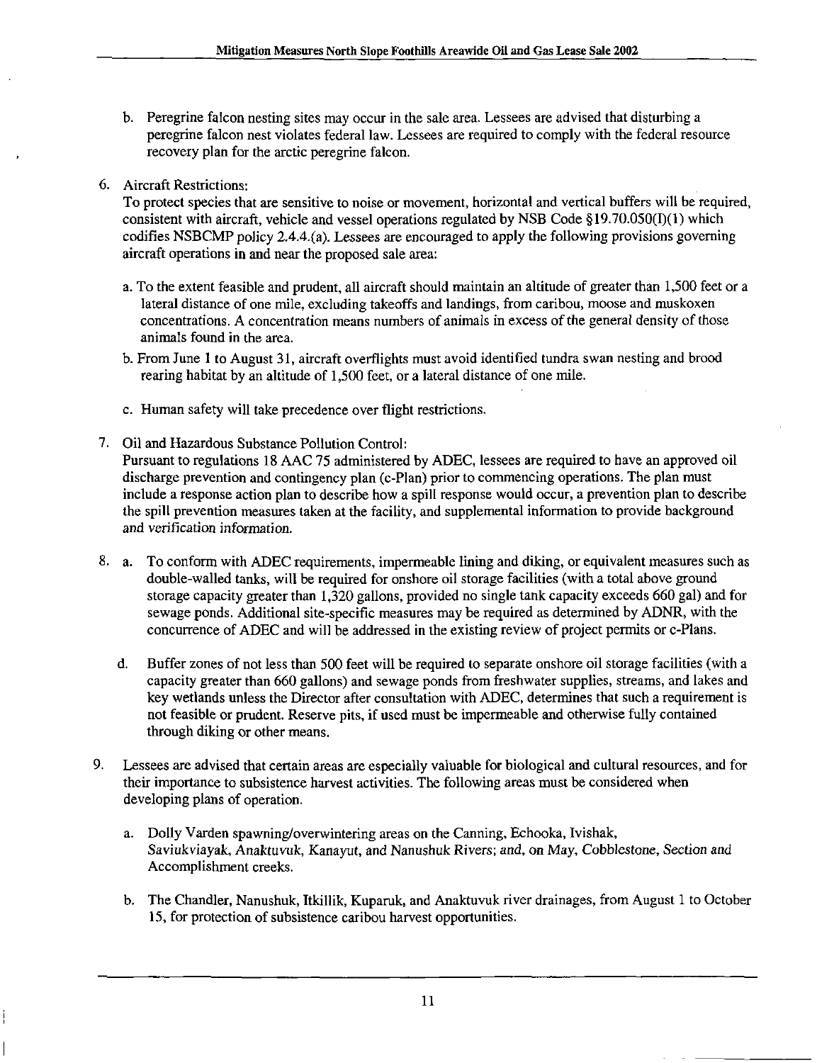b. Peregrine falcon nesting sites may occur in the sale area. Lessees are advised that disturbing a peregrine falcon nest violates federal law. Lessees are required to comply with the federal resource recovery plan for the arctic peregrine falcon.

6. Aircraft Restrictions:
   To protect species that are sensitive to noise or movement, horizontal and vertical buffers will be required, consistent with aircraft, vehicle and vessel operations regulated by NSB Code §19.70.050(I)(1) which codifies NSBCMP policy 2.4.4.(a). Lessees are encouraged to apply the following provisions governing aircraft operations in and near the proposed sale area:

   a. To the extent feasible and prudent, all aircraft should maintain an altitude of greater than 1,500 feet or a lateral distance of one mile, excluding takeoffs and landings, from caribou, moose and muskoxen concentrations. A concentration means numbers of animals in excess of the general density of those animals found in the area.

   b. From June 1 to August 31, aircraft overflights must avoid identified tundra swan nesting and brood rearing habitat by an altitude of 1,500 feet, or a lateral distance of one mile.

   c. Human safety will take precedence over flight restrictions.

7. Oil and Hazardous Substance Pollution Control:
   Pursuant to regulations 18 AAC 75 administered by ADEC, lessees are required to have an approved oil discharge prevention and contingency plan (c-Plan) prior to commencing operations. The plan must include a response action plan to describe how a spill response would occur, a prevention plan to describe the spill prevention measures taken at the facility, and supplemental information to provide background and verification information.

8. a. To conform with ADEC requirements, impermeable lining and diking, or equivalent measures such as double-walled tanks, will be required for onshore oil storage facilities (with a total above ground storage capacity greater than 1,320 gallons, provided no single tank capacity exceeds 660 gal) and for sewage ponds. Additional site-specific measures may be required as determined by ADNR, with the concurrence of ADEC and will be addressed in the existing review of project permits or c-Plans.

   d. Buffer zones of not less than 500 feet will be required to separate onshore oil storage facilities (with a capacity greater than 660 gallons) and sewage ponds from freshwater supplies, streams, and lakes and key wetlands unless the Director after consultation with ADEC, determines that such a requirement is not feasible or prudent. Reserve pits, if used must be impermeable and otherwise fully contained through diking or other means.

9. Lessees are advised that certain areas are especially valuable for biological and cultural resources, and for their importance to subsistence harvest activities. The following areas must be considered when developing plans of operation.

   a. Dolly Varden spawning/overwintering areas on the Canning, Echooka, Ivishak, Saviukviayak, Anaktuvuk, Kanayut, and Nanushuk Rivers; and, on May, Cobblestone, Section and Accomplishment creeks.

   b. The Chandler, Nanushuk, Itkillik, Kuparuk, and Anaktuvuk river drainages, from August 1 to October 15, for protection of subsistence caribou harvest opportunities.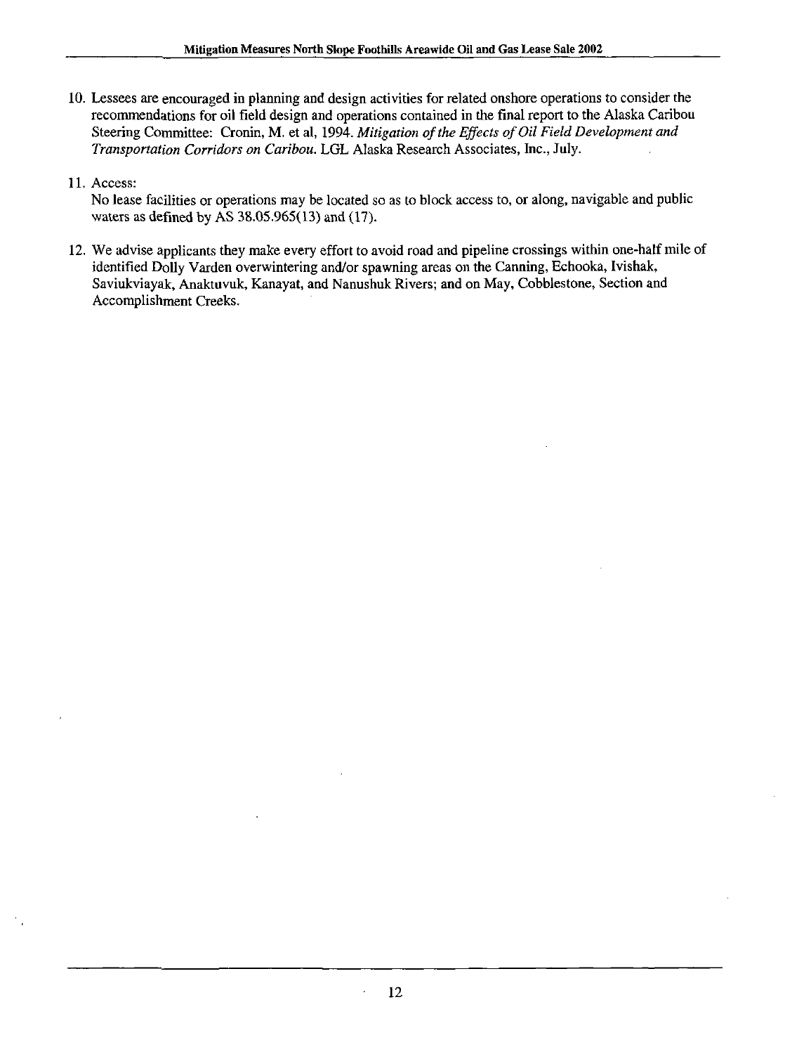10. Lessees are encouraged in planning and design activities for related onshore operations to consider the recommendations for oil field design and operations contained in the final report to the Alaska Caribou Steering Committee: Cronin, M. et al, 1994. *Mitigation of the Effects of Oil Field Development and Transportation Corridors on Caribou.* LGL Alaska Research Associates, Inc., July.

11. Access:
    No lease facilities or operations may be located so as to block access to, or along, navigable and public waters as defined by AS 38.05.965(13) and (17).

12. We advise applicants they make every effort to avoid road and pipeline crossings within one-half mile of identified Dolly Varden overwintering and/or spawning areas on the Canning, Echooka, Ivishak, Saviukviayak, Anaktuvuk, Kanayat, and Nanushuk Rivers; and on May, Cobblestone, Section and Accomplishment Creeks.